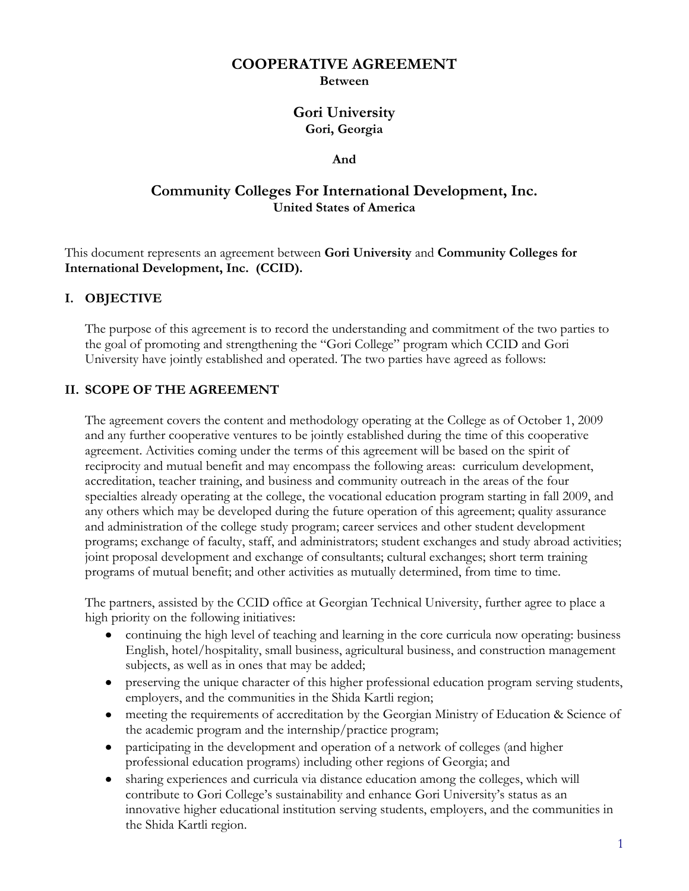# COOPERATIVE AGREEMENT

**Between**

## Gori University

**Gori, Georgia**

**And**

## Community Colleges For International Development, Inc.

**United States of America**

This document represents an agreement between **Gori University** and **Community Colleges for International Development, Inc. (CCID).**

### I. OBJECTIVE

The purpose of this agreement is to record the understanding and commitment of the two parties to the goal of promoting and strengthening the "Gori College" program which CCID and Gori University have jointly established and operated. The two parties have agreed as follows:

### II. SCOPE OF THE AGREEMENT

The agreement covers the content and methodology operating at the College as of October 1, 2009 and any further cooperative ventures to be jointly established during the time of this cooperative agreement. Activities coming under the terms of this agreement will be based on the spirit of reciprocity and mutual benefit and may encompass the following areas: curriculum development, accreditation, teacher training, and business and community outreach in the areas of the four specialties already operating at the college, the vocational education program starting in fall 2009, and any others which may be developed during the future operation of this agreement; quality assurance and administration of the college study program; career services and other student development programs; exchange of faculty, staff, and administrators; student exchanges and study abroad activities; joint proposal development and exchange of consultants; cultural exchanges; short term training programs of mutual benefit; and other activities as mutually determined, from time to time.

The partners, assisted by the CCID office at Georgian Technical University, further agree to place a high priority on the following initiatives:

- continuing the high level of teaching and learning in the core curricula now operating: business English, hotel/hospitality, small business, agricultural business, and construction management subjects, as well as in ones that may be added;
- preserving the unique character of this higher professional education program serving students, employers, and the communities in the Shida Kartli region;
- meeting the requirements of accreditation by the Georgian Ministry of Education & Science of the academic program and the internship/practice program;
- participating in the development and operation of a network of colleges (and higher professional education programs) including other regions of Georgia; and
- sharing experiences and curricula via distance education among the colleges, which will contribute to Gori College's sustainability and enhance Gori University's status as an innovative higher educational institution serving students, employers, and the communities in the Shida Kartli region.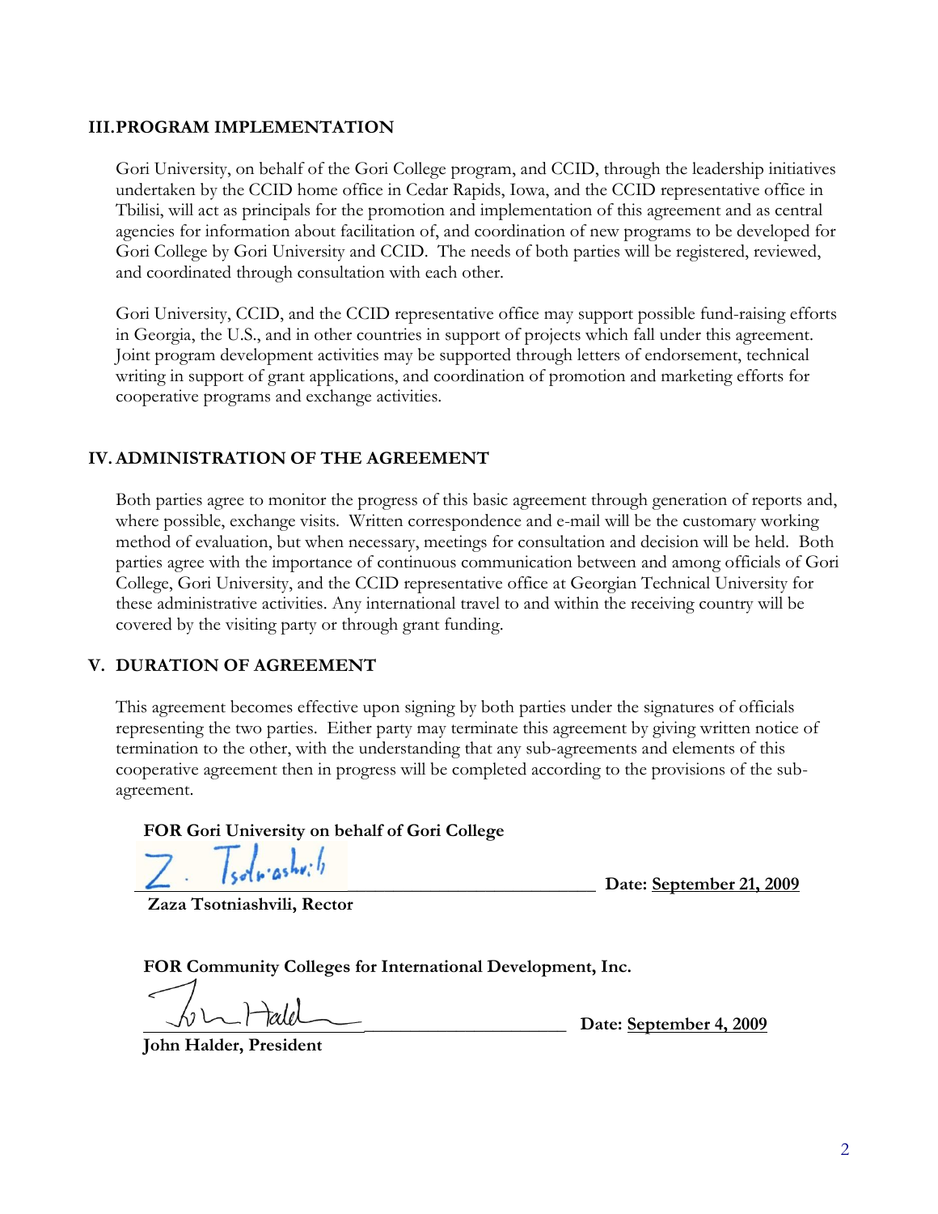## III. PROGRAM IMPLEMENTATION

Gori University, on behalf of the Gori College program, and CCID, through the leadership initiatives undertaken by the CCID home office in Cedar Rapids, Iowa, and the CCID representative office in Tbilisi, will act as principals for the promotion and implementation of this agreement and as central agencies for information about facilitation of, and coordination of new programs to be developed for Gori College by Gori University and CCID. The needs of both parties will be registered, reviewed, and coordinated through consultation with each other.

Gori University, CCID, and the CCID representative office may support possible fund-raising efforts in Georgia, the U.S., and in other countries in support of projects which fall under this agreement. Joint program development activities may be supported through letters of endorsement, technical writing in support of grant applications, and coordination of promotion and marketing efforts for cooperative programs and exchange activities.

## IV. ADMINISTRATION OF THE AGREEMENT

Both parties agree to monitor the progress of this basic agreement through generation of reports and, where possible, exchange visits. Written correspondence and e-mail will be the customary working method of evaluation, but when necessary, meetings for consultation and decision will be held. Both parties agree with the importance of continuous communication between and among officials of Gori College, Gori University, and the CCID representative office at Georgian Technical University for these administrative activities. Any international travel to and within the receiving country will be covered by the visiting party or through grant funding.

## V. DURATION OF AGREEMENT

This agreement becomes effective upon signing by both parties under the signatures of officials representing the two parties. Either party may terminate this agreement by giving written notice of termination to the other, with the understanding that any sub-agreements and elements of this cooperative agreement then in progress will be completed according to the provisions of the sub-agreement.

**FOR Gori University on behalf of Gori College**

Z. Tsotniashvili ______________________________ **Date: September 21, 2009**

**Zaza Tsotniashvili, Rector**

**FOR Community Colleges for International Development, Inc.**

John Halder ______________________________ **Date: September 4, 2009**

**John Halder, President**